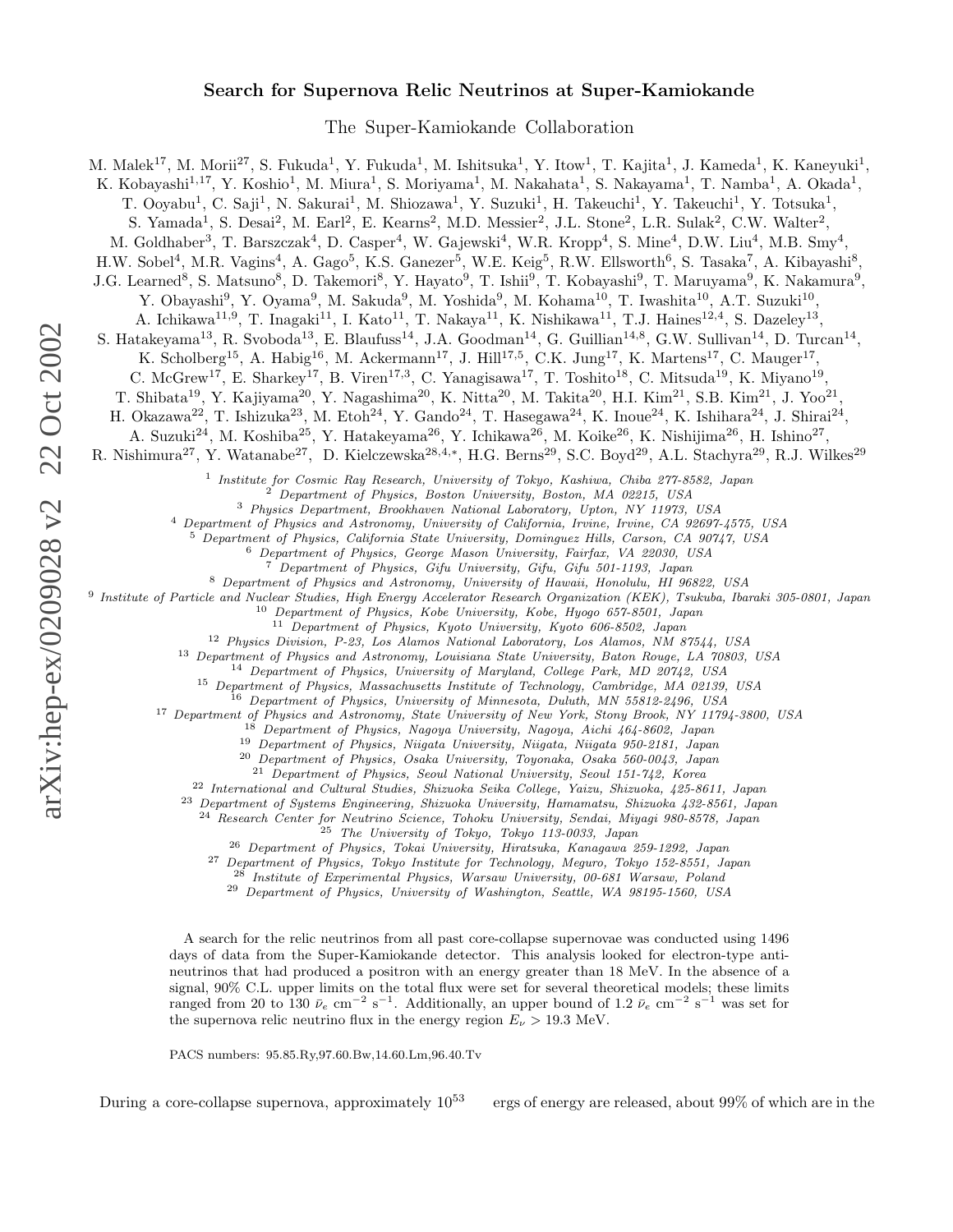# Search for Supernova Relic Neutrinos at Super-Kamiokande

The Super-Kamiokande Collaboration

M. Malek[17], M. Morii[27], S. Fukuda[1], Y. Fukuda[1], M. Ishitsuka[1], Y. Itow[1], T. Kajita[1], J. Kameda[1], K. Kaneyuki[1], K. Kobayashi[1,17], Y. Koshio[1], M. Miura[1], S. Moriyama[1], M. Nakahata[1], S. Nakayama[1], T. Namba[1], A. Okada[1], T. Ooyabu[1], C. Saji[1], N. Sakurai[1], M. Shiozawa[1], Y. Suzuki[1], H. Takeuchi[1], Y. Takeuchi[1], Y. Totsuka[1], S. Yamada[1], S. Desai[2], M. Earl[2], E. Kearns[2], M.D. Messier[2], J.L. Stone[2], L.R. Sulak[2], C.W. Walter[2], M. Goldhaber[3], T. Barszczak[4], D. Casper[4], W. Gajewski[4], W.R. Kropp[4], S. Mine[4], D.W. Liu[4], M.B. Smy[4], H.W. Sobel[4], M.R. Vagins[4], A. Gago[5], K.S. Ganezer[5], W.E. Keig[5], R.W. Ellsworth[6], S. Tasaka[7], A. Kibayashi[8], J.G. Learned[8], S. Matsuno[8], D. Takemori[8], Y. Hayato[9], T. Ishii[9], T. Kobayashi[9], T. Maruyama[9], K. Nakamura[9], Y. Obayashi[9], Y. Oyama[9], M. Sakuda[9], M. Yoshida[9], M. Kohama[10], T. Iwashita[10], A.T. Suzuki[10], A. Ichikawa[11,9], T. Inagaki[11], I. Kato[11], T. Nakaya[11], K. Nishikawa[11], T.J. Haines[12,4], S. Dazeley[13], S. Hatakeyama[13], R. Svoboda[13], E. Blaufuss[14], J.A. Goodman[14], G. Guillian[14,8], G.W. Sullivan[14], D. Turcan[14], K. Scholberg[15], A. Habig[16], M. Ackermann[17], J. Hill[17,5], C.K. Jung[17], K. Martens[17], C. Mauger[17], C. McGrew[17], E. Sharkey[17], B. Viren[17,3], C. Yanagisawa[17], T. Toshito[18], C. Mitsuda[19], K. Miyano[19], T. Shibata[19], Y. Kajiyama[20], Y. Nagashima[20], K. Nitta[20], M. Takita[20], H.I. Kim[21], S.B. Kim[21], J. Yoo[21], H. Okazawa[22], T. Ishizuka[23], M. Etoh[24], Y. Gando[24], T. Hasegawa[24], K. Inoue[24], K. Ishihara[24], J. Shirai[24], A. Suzuki[24], M. Koshiba[25], Y. Hatakeyama[26], Y. Ichikawa[26], M. Koike[26], K. Nishijima[26], H. Ishino[27], R. Nishimura[27], Y. Watanabe[27], D. Kielczewska[28,4,*], H.G. Berns[29], S.C. Boyd[29], A.L. Stachyra[29], R.J. Wilkes[29]

[1] *Institute for Cosmic Ray Research, University of Tokyo, Kashiwa, Chiba 277-8582, Japan*
[2] *Department of Physics, Boston University, Boston, MA 02215, USA*
[3] *Physics Department, Brookhaven National Laboratory, Upton, NY 11973, USA*
[4] *Department of Physics and Astronomy, University of California, Irvine, Irvine, CA 92697-4575, USA*
[5] *Department of Physics, California State University, Dominguez Hills, Carson, CA 90747, USA*
[6] *Department of Physics, George Mason University, Fairfax, VA 22030, USA*
[7] *Department of Physics, Gifu University, Gifu, Gifu 501-1193, Japan*
[8] *Department of Physics and Astronomy, University of Hawaii, Honolulu, HI 96822, USA*
[9] *Institute of Particle and Nuclear Studies, High Energy Accelerator Research Organization (KEK), Tsukuba, Ibaraki 305-0801, Japan*
[10] *Department of Physics, Kobe University, Kobe, Hyogo 657-8501, Japan*
[11] *Department of Physics, Kyoto University, Kyoto 606-8502, Japan*
[12] *Physics Division, P-23, Los Alamos National Laboratory, Los Alamos, NM 87544, USA*
[13] *Department of Physics and Astronomy, Louisiana State University, Baton Rouge, LA 70803, USA*
[14] *Department of Physics, University of Maryland, College Park, MD 20742, USA*
[15] *Department of Physics, Massachusetts Institute of Technology, Cambridge, MA 02139, USA*
[16] *Department of Physics, University of Minnesota, Duluth, MN 55812-2496, USA*
[17] *Department of Physics and Astronomy, State University of New York, Stony Brook, NY 11794-3800, USA*
[18] *Department of Physics, Nagoya University, Nagoya, Aichi 464-8602, Japan*
[19] *Department of Physics, Niigata University, Niigata, Niigata 950-2181, Japan*
[20] *Department of Physics, Osaka University, Toyonaka, Osaka 560-0043, Japan*
[21] *Department of Physics, Seoul National University, Seoul 151-742, Korea*
[22] *International and Cultural Studies, Shizuoka Seika College, Yaizu, Shizuoka, 425-8611, Japan*
[23] *Department of Systems Engineering, Shizuoka University, Hamamatsu, Shizuoka 432-8561, Japan*
[24] *Research Center for Neutrino Science, Tohoku University, Sendai, Miyagi 980-8578, Japan*
[25] *The University of Tokyo, Tokyo 113-0033, Japan*
[26] *Department of Physics, Tokai University, Hiratsuka, Kanagawa 259-1292, Japan*
[27] *Department of Physics, Tokyo Institute for Technology, Meguro, Tokyo 152-8551, Japan*
[28] *Institute of Experimental Physics, Warsaw University, 00-681 Warsaw, Poland*
[29] *Department of Physics, University of Washington, Seattle, WA 98195-1560, USA*

A search for the relic neutrinos from all past core-collapse supernovae was conducted using 1496 days of data from the Super-Kamiokande detector. This analysis looked for electron-type anti-neutrinos that had produced a positron with an energy greater than 18 MeV. In the absence of a signal, 90% C.L. upper limits on the total flux were set for several theoretical models; these limits ranged from 20 to 130 $\bar{\nu}_e$ cm$^{-2}$ s$^{-1}$. Additionally, an upper bound of 1.2 $\bar{\nu}_e$ cm$^{-2}$ s$^{-1}$ was set for the supernova relic neutrino flux in the energy region $E_\nu > 19.3$ MeV.

PACS numbers: 95.85.Ry,97.60.Bw,14.60.Lm,96.40.Tv

During a core-collapse supernova, approximately $10^{53}$ ergs of energy are released, about 99% of which are in the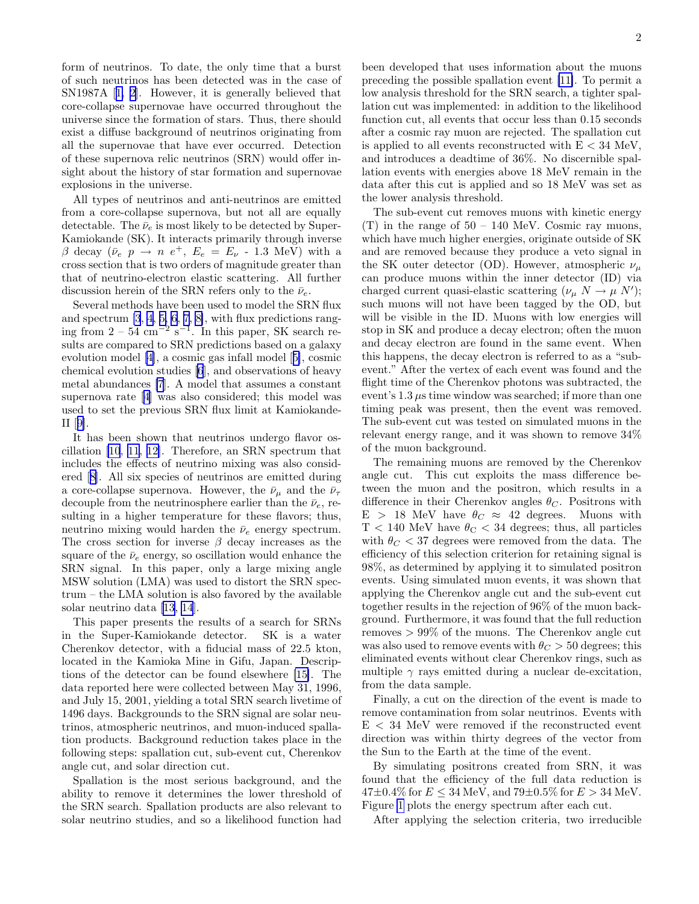form of neutrinos. To date, the only time that a burst of such neutrinos has been detected was in the case of SN1987A [1, 2]. However, it is generally believed that core-collapse supernovae have occurred throughout the universe since the formation of stars. Thus, there should exist a diffuse background of neutrinos originating from all the supernovae that have ever occurred. Detection of these supernova relic neutrinos (SRN) would offer insight about the history of star formation and supernovae explosions in the universe.

All types of neutrinos and anti-neutrinos are emitted from a core-collapse supernova, but not all are equally detectable. The $\bar{\nu}_e$ is most likely to be detected by Super-Kamiokande (SK). It interacts primarily through inverse $\beta$ decay ($\bar{\nu}_e\ p \rightarrow n\ e^+$, $E_e = E_\nu$ - 1.3 MeV) with a cross section that is two orders of magnitude greater than that of neutrino-electron elastic scattering. All further discussion herein of the SRN refers only to the $\bar{\nu}_e$.

Several methods have been used to model the SRN flux and spectrum [3, 4, 5, 6, 7, 8], with flux predictions ranging from 2 – 54 cm$^{-2}$ s$^{-1}$. In this paper, SK search results are compared to SRN predictions based on a galaxy evolution model [4], a cosmic gas infall model [5], cosmic chemical evolution studies [6], and observations of heavy metal abundances [7]. A model that assumes a constant supernova rate [4] was also considered; this model was used to set the previous SRN flux limit at Kamiokande-II [9].

It has been shown that neutrinos undergo flavor oscillation [10, 11, 12]. Therefore, an SRN spectrum that includes the effects of neutrino mixing was also considered [8]. All six species of neutrinos are emitted during a core-collapse supernova. However, the $\bar{\nu}_\mu$ and the $\bar{\nu}_\tau$ decouple from the neutrinosphere earlier than the $\bar{\nu}_e$, resulting in a higher temperature for these flavors; thus, neutrino mixing would harden the $\bar{\nu}_e$ energy spectrum. The cross section for inverse $\beta$ decay increases as the square of the $\bar{\nu}_e$ energy, so oscillation would enhance the SRN signal. In this paper, only a large mixing angle MSW solution (LMA) was used to distort the SRN spectrum – the LMA solution is also favored by the available solar neutrino data [13, 14].

This paper presents the results of a search for SRNs in the Super-Kamiokande detector. SK is a water Cherenkov detector, with a fiducial mass of 22.5 kton, located in the Kamioka Mine in Gifu, Japan. Descriptions of the detector can be found elsewhere [15]. The data reported here were collected between May 31, 1996, and July 15, 2001, yielding a total SRN search livetime of 1496 days. Backgrounds to the SRN signal are solar neutrinos, atmospheric neutrinos, and muon-induced spallation products. Background reduction takes place in the following steps: spallation cut, sub-event cut, Cherenkov angle cut, and solar direction cut.

Spallation is the most serious background, and the ability to remove it determines the lower threshold of the SRN search. Spallation products are also relevant to solar neutrino studies, and so a likelihood function had been developed that uses information about the muons preceding the possible spallation event [11]. To permit a low analysis threshold for the SRN search, a tighter spallation cut was implemented: in addition to the likelihood function cut, all events that occur less than 0.15 seconds after a cosmic ray muon are rejected. The spallation cut is applied to all events reconstructed with E < 34 MeV, and introduces a deadtime of 36%. No discernible spallation events with energies above 18 MeV remain in the data after this cut is applied and so 18 MeV was set as the lower analysis threshold.

The sub-event cut removes muons with kinetic energy (T) in the range of 50 – 140 MeV. Cosmic ray muons, which have much higher energies, originate outside of SK and are removed because they produce a veto signal in the SK outer detector (OD). However, atmospheric $\nu_\mu$ can produce muons within the inner detector (ID) via charged current quasi-elastic scattering ($\nu_\mu\ N \rightarrow \mu\ N'$); such muons will not have been tagged by the OD, but will be visible in the ID. Muons with low energies will stop in SK and produce a decay electron; often the muon and decay electron are found in the same event. When this happens, the decay electron is referred to as a "sub-event." After the vertex of each event was found and the flight time of the Cherenkov photons was subtracted, the event's 1.3 $\mu$s time window was searched; if more than one timing peak was present, then the event was removed. The sub-event cut was tested on simulated muons in the relevant energy range, and it was shown to remove 34% of the muon background.

The remaining muons are removed by the Cherenkov angle cut. This cut exploits the mass difference between the muon and the positron, which results in a difference in their Cherenkov angles $\theta_C$. Positrons with E > 18 MeV have $\theta_C \approx$ 42 degrees. Muons with T < 140 MeV have $\theta_C$ < 34 degrees; thus, all particles with $\theta_C$ < 37 degrees were removed from the data. The efficiency of this selection criterion for retaining signal is 98%, as determined by applying it to simulated positron events. Using simulated muon events, it was shown that applying the Cherenkov angle cut and the sub-event cut together results in the rejection of 96% of the muon background. Furthermore, it was found that the full reduction removes > 99% of the muons. The Cherenkov angle cut was also used to remove events with $\theta_C$ > 50 degrees; this eliminated events without clear Cherenkov rings, such as multiple $\gamma$ rays emitted during a nuclear de-excitation, from the data sample.

Finally, a cut on the direction of the event is made to remove contamination from solar neutrinos. Events with E < 34 MeV were removed if the reconstructed event direction was within thirty degrees of the vector from the Sun to the Earth at the time of the event.

By simulating positrons created from SRN, it was found that the efficiency of the full data reduction is 47±0.4% for $E \leq 34$ MeV, and 79±0.5% for $E > 34$ MeV. Figure 1 plots the energy spectrum after each cut.

After applying the selection criteria, two irreducible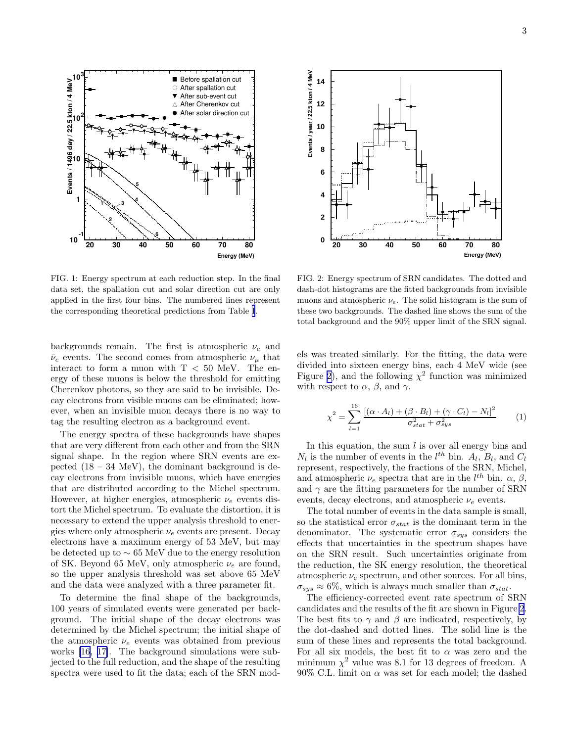FIG. 1: Energy spectrum at each reduction step. In the final data set, the spallation cut and solar direction cut are only applied in the first four bins. The numbered lines represent the corresponding theoretical predictions from Table I.

FIG. 2: Energy spectrum of SRN candidates. The dotted and dash-dot histograms are the fitted backgrounds from invisible muons and atmospheric $\nu_e$. The solid histogram is the sum of these two backgrounds. The dashed line shows the sum of the total background and the 90% upper limit of the SRN signal.

backgrounds remain. The first is atmospheric $\nu_e$ and $\bar{\nu}_e$ events. The second comes from atmospheric $\nu_\mu$ that interact to form a muon with T < 50 MeV. The energy of these muons is below the threshold for emitting Cherenkov photons, so they are said to be invisible. Decay electrons from visible muons can be eliminated; however, when an invisible muon decays there is no way to tag the resulting electron as a background event.

The energy spectra of these backgrounds have shapes that are very different from each other and from the SRN signal shape. In the region where SRN events are expected (18 – 34 MeV), the dominant background is decay electrons from invisible muons, which have energies that are distributed according to the Michel spectrum. However, at higher energies, atmospheric $\nu_e$ events distort the Michel spectrum. To evaluate the distortion, it is necessary to extend the upper analysis threshold to energies where only atmospheric $\nu_e$ events are present. Decay electrons have a maximum energy of 53 MeV, but may be detected up to ~ 65 MeV due to the energy resolution of SK. Beyond 65 MeV, only atmospheric $\nu_e$ are found, so the upper analysis threshold was set above 65 MeV and the data were analyzed with a three parameter fit.

To determine the final shape of the backgrounds, 100 years of simulated events were generated per background. The initial shape of the decay electrons was determined by the Michel spectrum; the initial shape of the atmospheric $\nu_e$ events was obtained from previous works [16, 17]. The background simulations were subjected to the full reduction, and the shape of the resulting spectra were used to fit the data; each of the SRN models was treated similarly. For the fitting, the data were divided into sixteen energy bins, each 4 MeV wide (see Figure 2), and the following $\chi^2$ function was minimized with respect to $\alpha$, $\beta$, and $\gamma$.

$$\chi^2 = \sum_{l=1}^{16} \frac{[(\alpha \cdot A_l) + (\beta \cdot B_l) + (\gamma \cdot C_l) - N_l]^2}{\sigma_{stat}^2 + \sigma_{sys}^2} \tag{1}$$

In this equation, the sum $l$ is over all energy bins and $N_l$ is the number of events in the $l^{th}$ bin. $A_l$, $B_l$, and $C_l$ represent, respectively, the fractions of the SRN, Michel, and atmospheric $\nu_e$ spectra that are in the $l^{th}$ bin. $\alpha$, $\beta$, and $\gamma$ are the fitting parameters for the number of SRN events, decay electrons, and atmospheric $\nu_e$ events.

The total number of events in the data sample is small, so the statistical error $\sigma_{stat}$ is the dominant term in the denominator. The systematic error $\sigma_{sys}$ considers the effects that uncertainties in the spectrum shapes have on the SRN result. Such uncertainties originate from the reduction, the SK energy resolution, the theoretical atmospheric $\nu_e$ spectrum, and other sources. For all bins, $\sigma_{sys} \approx 6\%$, which is always much smaller than $\sigma_{stat}$.

The efficiency-corrected event rate spectrum of SRN candidates and the results of the fit are shown in Figure 2. The best fits to $\gamma$ and $\beta$ are indicated, respectively, by the dot-dashed and dotted lines. The solid line is the sum of these lines and represents the total background. For all six models, the best fit to $\alpha$ was zero and the minimum $\chi^2$ value was 8.1 for 13 degrees of freedom. A 90% C.L. limit on $\alpha$ was set for each model; the dashed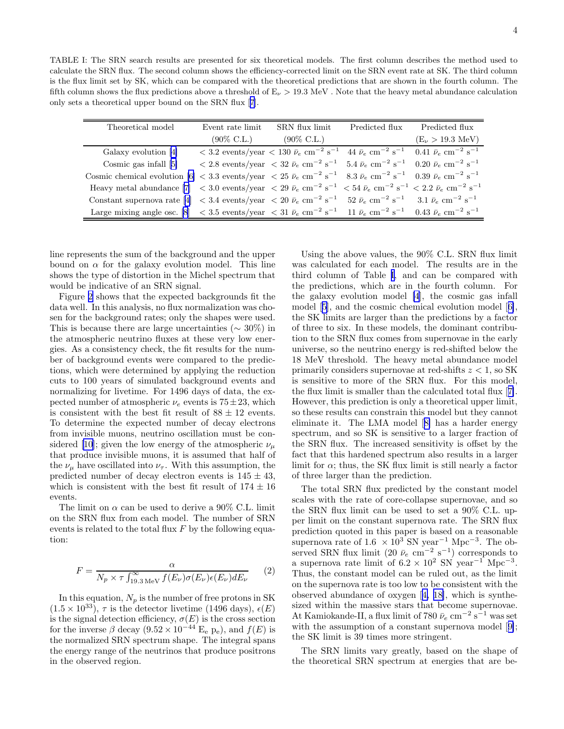TABLE I: The SRN search results are presented for six theoretical models. The first column describes the method used to calculate the SRN flux. The second column shows the efficiency-corrected limit on the SRN event rate at SK. The third column is the flux limit set by SK, which can be compared with the theoretical predictions that are shown in the fourth column. The fifth column shows the flux predictions above a threshold of $E_\nu > 19.3$ MeV . Note that the heavy metal abundance calculation only sets a theoretical upper bound on the SRN flux [7].

| Theoretical model | Event rate limit (90% C.L.) | SRN flux limit (90% C.L.) | Predicted flux | Predicted flux ($E_\nu > 19.3$ MeV) |
|---|---|---|---|---|
| Galaxy evolution [4] | $< 3.2$ events/year | $< 130\ \bar{\nu}_e\ \mathrm{cm}^{-2}\ \mathrm{s}^{-1}$ | $44\ \bar{\nu}_e\ \mathrm{cm}^{-2}\ \mathrm{s}^{-1}$ | $0.41\ \bar{\nu}_e\ \mathrm{cm}^{-2}\ \mathrm{s}^{-1}$ |
| Cosmic gas infall [5] | $< 2.8$ events/year | $< 32\ \bar{\nu}_e\ \mathrm{cm}^{-2}\ \mathrm{s}^{-1}$ | $5.4\ \bar{\nu}_e\ \mathrm{cm}^{-2}\ \mathrm{s}^{-1}$ | $0.20\ \bar{\nu}_e\ \mathrm{cm}^{-2}\ \mathrm{s}^{-1}$ |
| Cosmic chemical evolution [6] | $< 3.3$ events/year | $< 25\ \bar{\nu}_e\ \mathrm{cm}^{-2}\ \mathrm{s}^{-1}$ | $8.3\ \bar{\nu}_e\ \mathrm{cm}^{-2}\ \mathrm{s}^{-1}$ | $0.39\ \bar{\nu}_e\ \mathrm{cm}^{-2}\ \mathrm{s}^{-1}$ |
| Heavy metal abundance [7] | $< 3.0$ events/year | $< 29\ \bar{\nu}_e\ \mathrm{cm}^{-2}\ \mathrm{s}^{-1}$ | $< 54\ \bar{\nu}_e\ \mathrm{cm}^{-2}\ \mathrm{s}^{-1}$ | $< 2.2\ \bar{\nu}_e\ \mathrm{cm}^{-2}\ \mathrm{s}^{-1}$ |
| Constant supernova rate [4] | $< 3.4$ events/year | $< 20\ \bar{\nu}_e\ \mathrm{cm}^{-2}\ \mathrm{s}^{-1}$ | $52\ \bar{\nu}_e\ \mathrm{cm}^{-2}\ \mathrm{s}^{-1}$ | $3.1\ \bar{\nu}_e\ \mathrm{cm}^{-2}\ \mathrm{s}^{-1}$ |
| Large mixing angle osc. [8] | $< 3.5$ events/year | $< 31\ \bar{\nu}_e\ \mathrm{cm}^{-2}\ \mathrm{s}^{-1}$ | $11\ \bar{\nu}_e\ \mathrm{cm}^{-2}\ \mathrm{s}^{-1}$ | $0.43\ \bar{\nu}_e\ \mathrm{cm}^{-2}\ \mathrm{s}^{-1}$ |

line represents the sum of the background and the upper bound on $\alpha$ for the galaxy evolution model. This line shows the type of distortion in the Michel spectrum that would be indicative of an SRN signal.

Figure 2 shows that the expected backgrounds fit the data well. In this analysis, no flux normalization was chosen for the background rates; only the shapes were used. This is because there are large uncertainties ($\sim 30\%$) in the atmospheric neutrino fluxes at these very low energies. As a consistency check, the fit results for the number of background events were compared to the predictions, which were determined by applying the reduction cuts to 100 years of simulated background events and normalizing for livetime. For 1496 days of data, the expected number of atmospheric $\nu_e$ events is $75 \pm 23$, which is consistent with the best fit result of $88 \pm 12$ events. To determine the expected number of decay electrons from invisible muons, neutrino oscillation must be considered [10]; given the low energy of the atmospheric $\nu_\mu$ that produce invisible muons, it is assumed that half of the $\nu_\mu$ have oscillated into $\nu_\tau$. With this assumption, the predicted number of decay electron events is $145 \pm 43$, which is consistent with the best fit result of $174 \pm 16$ events.

The limit on $\alpha$ can be used to derive a 90% C.L. limit on the SRN flux from each model. The number of SRN events is related to the total flux $F$ by the following equation:

$$F = \frac{\alpha}{N_p \times \tau \int_{19.3\,\mathrm{MeV}}^{\infty} f(E_\nu)\sigma(E_\nu)\epsilon(E_\nu)dE_\nu} \qquad (2)$$

In this equation, $N_p$ is the number of free protons in SK ($1.5 \times 10^{33}$), $\tau$ is the detector livetime (1496 days), $\epsilon(E)$ is the signal detection efficiency, $\sigma(E)$ is the cross section for the inverse $\beta$ decay ($9.52 \times 10^{-44}$ $\mathrm{E_e}$ $\mathrm{p_e}$), and $f(E)$ is the normalized SRN spectrum shape. The integral spans the energy range of the neutrinos that produce positrons in the observed region.

Using the above values, the 90% C.L. SRN flux limit was calculated for each model. The results are in the third column of Table I, and can be compared with the predictions, which are in the fourth column. For the galaxy evolution model [4], the cosmic gas infall model [5], and the cosmic chemical evolution model [6], the SK limits are larger than the predictions by a factor of three to six. In these models, the dominant contribution to the SRN flux comes from supernovae in the early universe, so the neutrino energy is red-shifted below the 18 MeV threshold. The heavy metal abundance model primarily considers supernovae at red-shifts $z < 1$, so SK is sensitive to more of the SRN flux. For this model, the flux limit is smaller than the calculated total flux [7]. However, this prediction is only a theoretical upper limit, so these results can constrain this model but they cannot eliminate it. The LMA model [8] has a harder energy spectrum, and so SK is sensitive to a larger fraction of the SRN flux. The increased sensitivity is offset by the fact that this hardened spectrum also results in a larger limit for $\alpha$; thus, the SK flux limit is still nearly a factor of three larger than the prediction.

The total SRN flux predicted by the constant model scales with the rate of core-collapse supernovae, and so the SRN flux limit can be used to set a 90% C.L. upper limit on the constant supernova rate. The SRN flux prediction quoted in this paper is based on a reasonable supernova rate of $1.6 \times 10^3$ SN year$^{-1}$ Mpc$^{-3}$. The observed SRN flux limit ($20\ \bar{\nu}_e\ \mathrm{cm}^{-2}\ \mathrm{s}^{-1}$) corresponds to a supernova rate limit of $6.2 \times 10^2$ SN year$^{-1}$ Mpc$^{-3}$. Thus, the constant model can be ruled out, as the limit on the supernova rate is too low to be consistent with the observed abundance of oxygen [4, 18], which is synthesized within the massive stars that become supernovae. At Kamiokande-II, a flux limit of $780\ \bar{\nu}_e\ \mathrm{cm}^{-2}\ \mathrm{s}^{-1}$ was set with the assumption of a constant supernova model [9]; the SK limit is 39 times more stringent.

The SRN limits vary greatly, based on the shape of the theoretical SRN spectrum at energies that are be-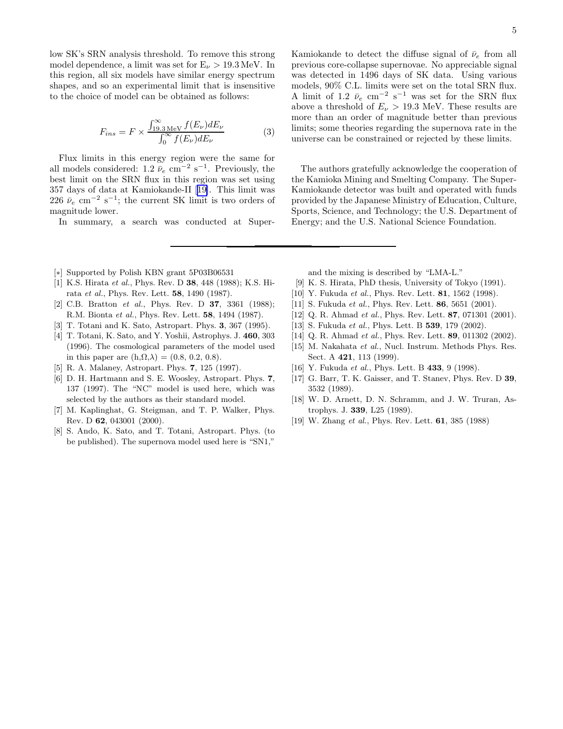low SK's SRN analysis threshold. To remove this strong model dependence, a limit was set for $E_\nu > 19.3\,\text{MeV}$. In this region, all six models have similar energy spectrum shapes, and so an experimental limit that is insensitive to the choice of model can be obtained as follows:

$$F_{ins} = F \times \frac{\int_{19.3\,\text{MeV}}^{\infty} f(E_\nu) dE_\nu}{\int_0^{\infty} f(E_\nu) dE_\nu} \tag{3}$$

Flux limits in this energy region were the same for all models considered: 1.2 $\bar{\nu}_e$ cm$^{-2}$ s$^{-1}$. Previously, the best limit on the SRN flux in this region was set using 357 days of data at Kamiokande-II [19]. This limit was 226 $\bar{\nu}_e$ cm$^{-2}$ s$^{-1}$; the current SK limit is two orders of magnitude lower.

In summary, a search was conducted at Super-Kamiokande to detect the diffuse signal of $\bar{\nu}_e$ from all previous core-collapse supernovae. No appreciable signal was detected in 1496 days of SK data. Using various models, 90% C.L. limits were set on the total SRN flux. A limit of 1.2 $\bar{\nu}_e$ cm$^{-2}$ s$^{-1}$ was set for the SRN flux above a threshold of $E_\nu > 19.3$ MeV. These results are more than an order of magnitude better than previous limits; some theories regarding the supernova rate in the universe can be constrained or rejected by these limits.

The authors gratefully acknowledge the cooperation of the Kamioka Mining and Smelting Company. The Super-Kamiokande detector was built and operated with funds provided by the Japanese Ministry of Education, Culture, Sports, Science, and Technology; the U.S. Department of Energy; and the U.S. National Science Foundation.

---

[*] Supported by Polish KBN grant 5P03B06531

[1] K.S. Hirata *et al.*, Phys. Rev. D **38**, 448 (1988); K.S. Hirata *et al.*, Phys. Rev. Lett. **58**, 1490 (1987).

[2] C.B. Bratton *et al.*, Phys. Rev. D **37**, 3361 (1988); R.M. Bionta *et al.*, Phys. Rev. Lett. **58**, 1494 (1987).

[3] T. Totani and K. Sato, Astropart. Phys. **3**, 367 (1995).

[4] T. Totani, K. Sato, and Y. Yoshii, Astrophys. J. **460**, 303 (1996). The cosmological parameters of the model used in this paper are (h,$\Omega$,$\lambda$) = (0.8, 0.2, 0.8).

[5] R. A. Malaney, Astropart. Phys. **7**, 125 (1997).

[6] D. H. Hartmann and S. E. Woosley, Astropart. Phys. **7**, 137 (1997). The "NC" model is used here, which was selected by the authors as their standard model.

[7] M. Kaplinghat, G. Steigman, and T. P. Walker, Phys. Rev. D **62**, 043001 (2000).

[8] S. Ando, K. Sato, and T. Totani, Astropart. Phys. (to be published). The supernova model used here is "SN1," and the mixing is described by "LMA-L."

[9] K. S. Hirata, PhD thesis, University of Tokyo (1991).

[10] Y. Fukuda *et al.*, Phys. Rev. Lett. **81**, 1562 (1998).

[11] S. Fukuda *et al.*, Phys. Rev. Lett. **86**, 5651 (2001).

[12] Q. R. Ahmad *et al.*, Phys. Rev. Lett. **87**, 071301 (2001).

[13] S. Fukuda *et al.*, Phys. Lett. B **539**, 179 (2002).

[14] Q. R. Ahmad *et al.*, Phys. Rev. Lett. **89**, 011302 (2002).

[15] M. Nakahata *et al.*, Nucl. Instrum. Methods Phys. Res. Sect. A **421**, 113 (1999).

[16] Y. Fukuda *et al.*, Phys. Lett. B **433**, 9 (1998).

[17] G. Barr, T. K. Gaisser, and T. Stanev, Phys. Rev. D **39**, 3532 (1989).

[18] W. D. Arnett, D. N. Schramm, and J. W. Truran, Astrophys. J. **339**, L25 (1989).

[19] W. Zhang *et al.*, Phys. Rev. Lett. **61**, 385 (1988)